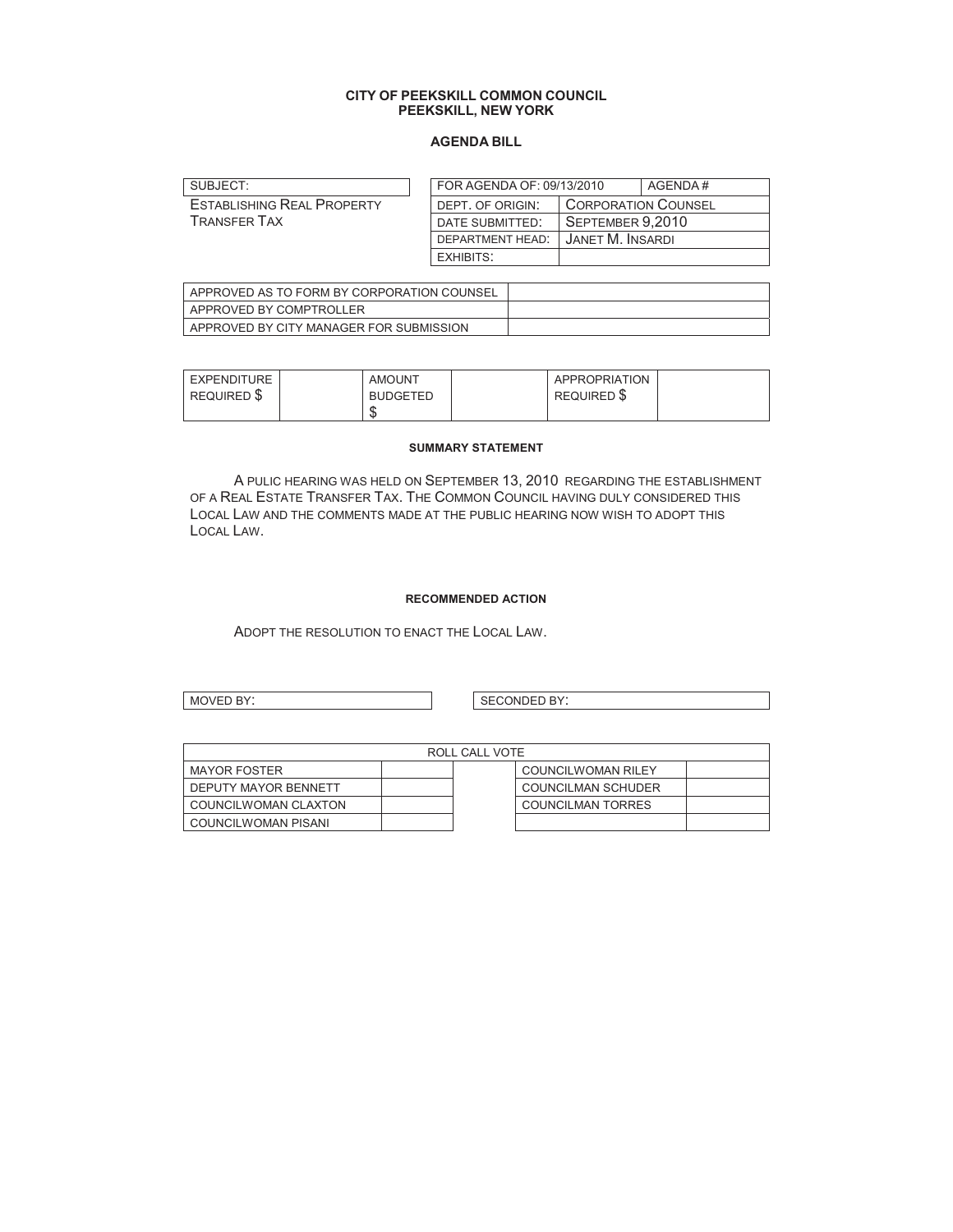# CITY OF PEEKSKILL COMMON COUNCIL
# PEEKSKILL, NEW YORK

## AGENDA BILL

| SUBJECT: |
|---|
| ESTABLISHING REAL PROPERTY TRANSFER TAX |

| FOR AGENDA OF: 09/13/2010 | | AGENDA # |
|---|---|---|
| DEPT. OF ORIGIN: | CORPORATION COUNSEL | |
| DATE SUBMITTED: | SEPTEMBER 9,2010 | |
| DEPARTMENT HEAD: | JANET M. INSARDI | |
| EXHIBITS: | | |

| | |
|---|---|
| APPROVED AS TO FORM BY CORPORATION COUNSEL | |
| APPROVED BY COMPTROLLER | |
| APPROVED BY CITY MANAGER FOR SUBMISSION | |

| | | | | | |
|---|---|---|---|---|---|
| EXPENDITURE REQUIRED $ | | AMOUNT BUDGETED $ | | APPROPRIATION REQUIRED $ | |

### SUMMARY STATEMENT

A PULIC HEARING WAS HELD ON SEPTEMBER 13, 2010 REGARDING THE ESTABLISHMENT OF A REAL ESTATE TRANSFER TAX. THE COMMON COUNCIL HAVING DULY CONSIDERED THIS LOCAL LAW AND THE COMMENTS MADE AT THE PUBLIC HEARING NOW WISH TO ADOPT THIS LOCAL LAW.

### RECOMMENDED ACTION

ADOPT THE RESOLUTION TO ENACT THE LOCAL LAW.

| | |
|---|---|
| MOVED BY: | SECONDED BY: |

| ROLL CALL VOTE | | | |
|---|---|---|---|
| MAYOR FOSTER | | COUNCILWOMAN RILEY | |
| DEPUTY MAYOR BENNETT | | COUNCILMAN SCHUDER | |
| COUNCILWOMAN CLAXTON | | COUNCILMAN TORRES | |
| COUNCILWOMAN PISANI | | | |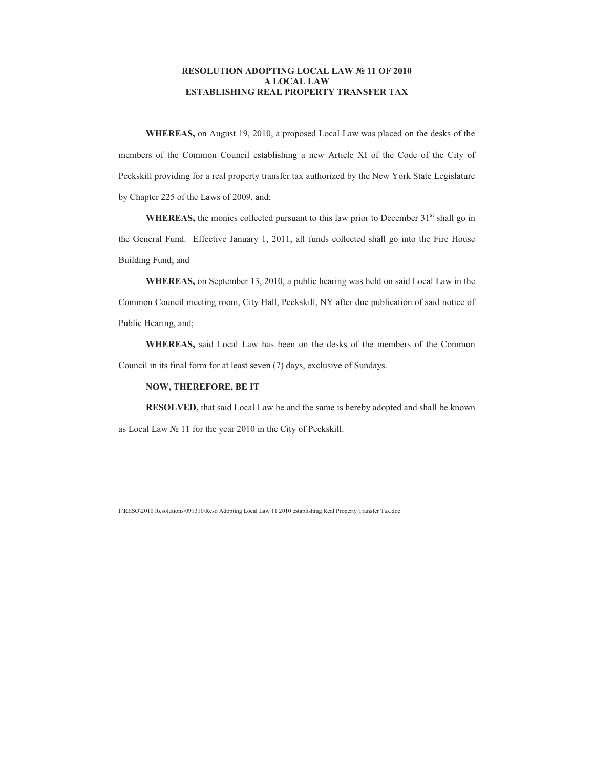**RESOLUTION ADOPTING LOCAL LAW № 11 OF 2010**
**A LOCAL LAW**
**ESTABLISHING REAL PROPERTY TRANSFER TAX**

**WHEREAS,** on August 19, 2010, a proposed Local Law was placed on the desks of the members of the Common Council establishing a new Article XI of the Code of the City of Peekskill providing for a real property transfer tax authorized by the New York State Legislature by Chapter 225 of the Laws of 2009, and;

**WHEREAS,** the monies collected pursuant to this law prior to December 31st shall go in the General Fund. Effective January 1, 2011, all funds collected shall go into the Fire House Building Fund; and

**WHEREAS,** on September 13, 2010, a public hearing was held on said Local Law in the Common Council meeting room, City Hall, Peekskill, NY after due publication of said notice of Public Hearing, and;

**WHEREAS,** said Local Law has been on the desks of the members of the Common Council in its final form for at least seven (7) days, exclusive of Sundays.

**NOW, THEREFORE, BE IT**

**RESOLVED,** that said Local Law be and the same is hereby adopted and shall be known as Local Law № 11 for the year 2010 in the City of Peekskill.

I:\RESO\2010 Resolutions\091310\Reso Adopting Local Law 11 2010 establishing Real Property Transfer Tax.doc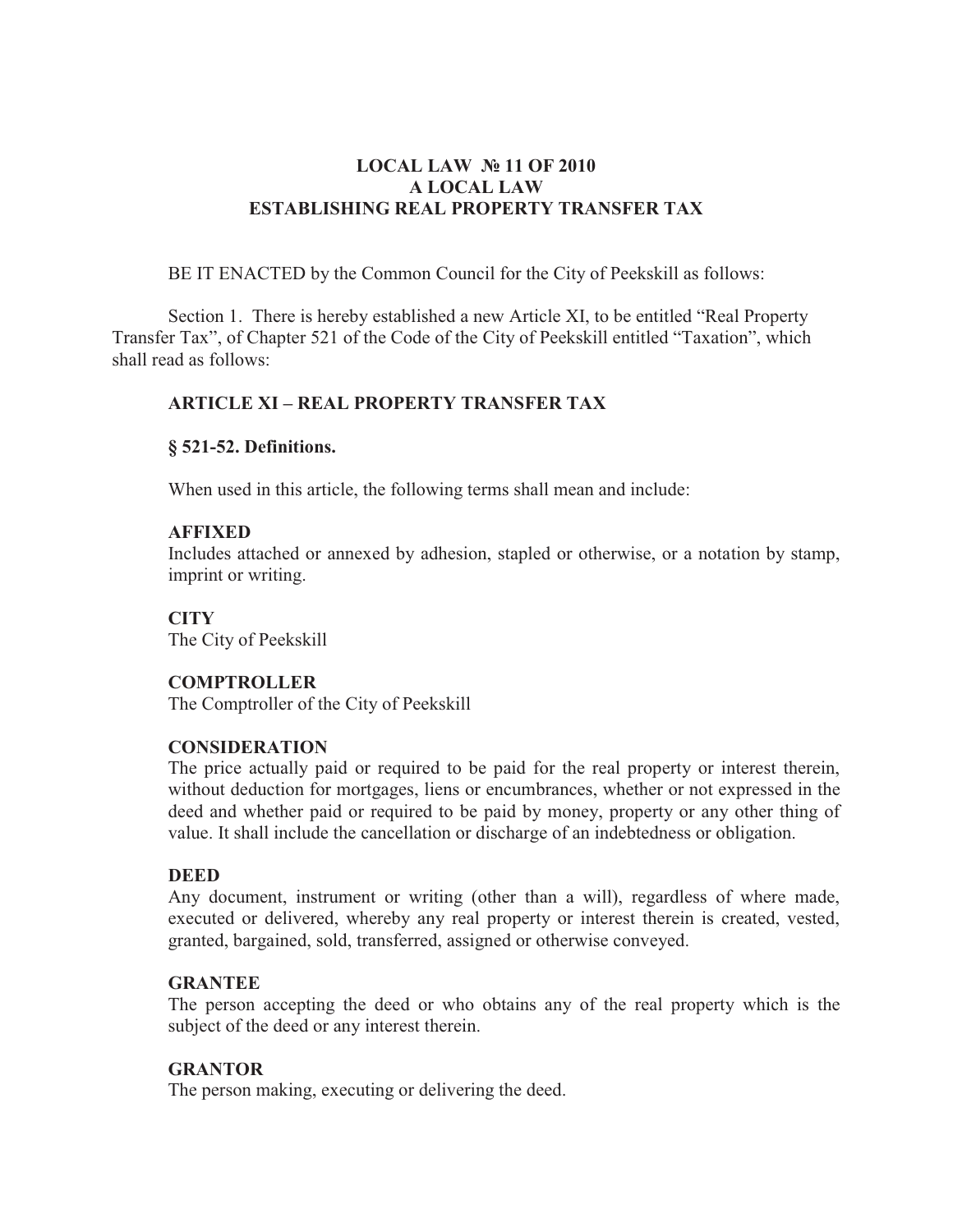**LOCAL LAW № 11 OF 2010**
**A LOCAL LAW**
**ESTABLISHING REAL PROPERTY TRANSFER TAX**

BE IT ENACTED by the Common Council for the City of Peekskill as follows:

Section 1. There is hereby established a new Article XI, to be entitled "Real Property Transfer Tax", of Chapter 521 of the Code of the City of Peekskill entitled "Taxation", which shall read as follows:

**ARTICLE XI – REAL PROPERTY TRANSFER TAX**

**§ 521-52. Definitions.**

When used in this article, the following terms shall mean and include:

**AFFIXED**
Includes attached or annexed by adhesion, stapled or otherwise, or a notation by stamp, imprint or writing.

**CITY**
The City of Peekskill

**COMPTROLLER**
The Comptroller of the City of Peekskill

**CONSIDERATION**
The price actually paid or required to be paid for the real property or interest therein, without deduction for mortgages, liens or encumbrances, whether or not expressed in the deed and whether paid or required to be paid by money, property or any other thing of value. It shall include the cancellation or discharge of an indebtedness or obligation.

**DEED**
Any document, instrument or writing (other than a will), regardless of where made, executed or delivered, whereby any real property or interest therein is created, vested, granted, bargained, sold, transferred, assigned or otherwise conveyed.

**GRANTEE**
The person accepting the deed or who obtains any of the real property which is the subject of the deed or any interest therein.

**GRANTOR**
The person making, executing or delivering the deed.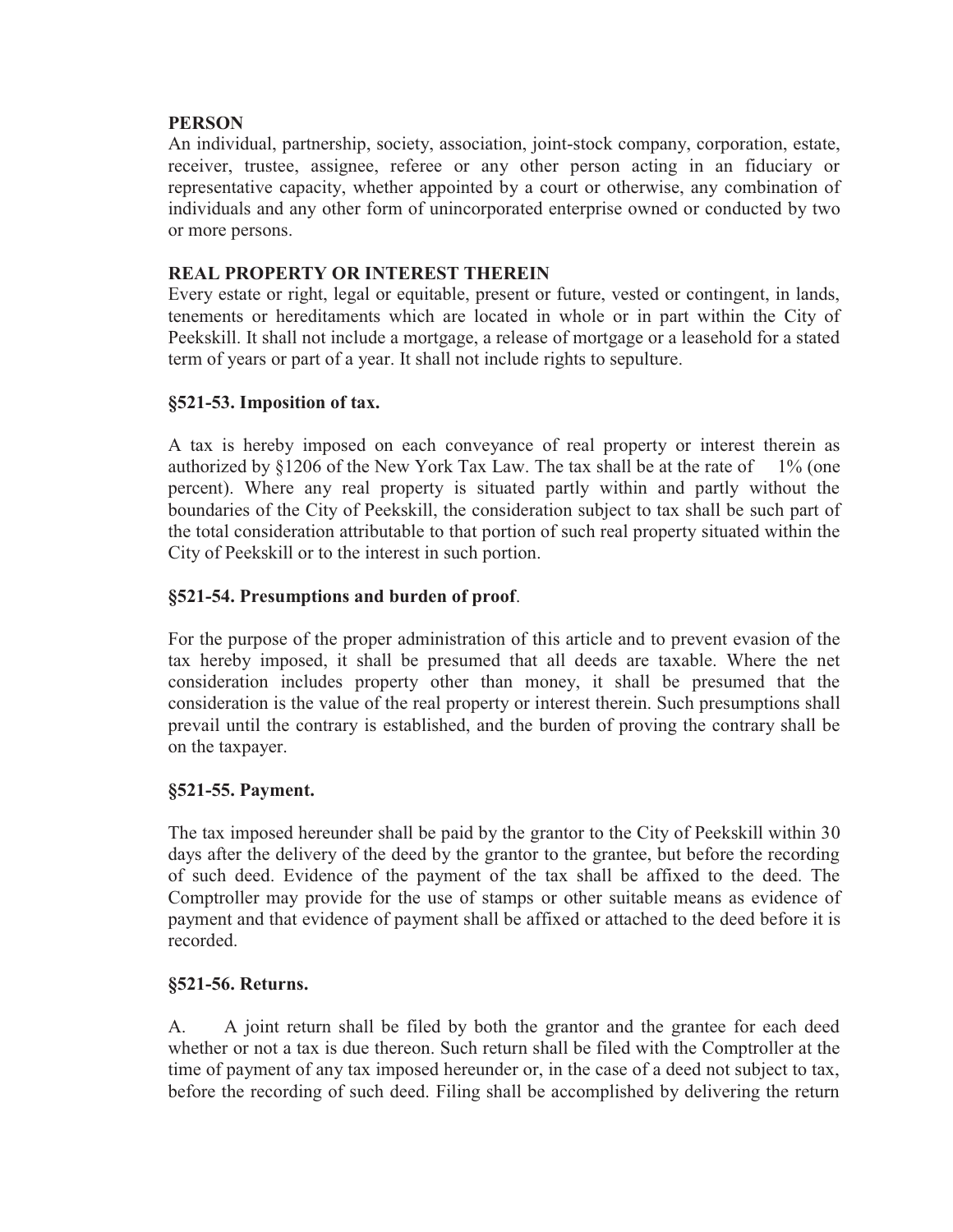**PERSON**

An individual, partnership, society, association, joint-stock company, corporation, estate, receiver, trustee, assignee, referee or any other person acting in an fiduciary or representative capacity, whether appointed by a court or otherwise, any combination of individuals and any other form of unincorporated enterprise owned or conducted by two or more persons.

**REAL PROPERTY OR INTEREST THEREIN**

Every estate or right, legal or equitable, present or future, vested or contingent, in lands, tenements or hereditaments which are located in whole or in part within the City of Peekskill. It shall not include a mortgage, a release of mortgage or a leasehold for a stated term of years or part of a year. It shall not include rights to sepulture.

### §521-53. Imposition of tax.

A tax is hereby imposed on each conveyance of real property or interest therein as authorized by §1206 of the New York Tax Law. The tax shall be at the rate of 1% (one percent). Where any real property is situated partly within and partly without the boundaries of the City of Peekskill, the consideration subject to tax shall be such part of the total consideration attributable to that portion of such real property situated within the City of Peekskill or to the interest in such portion.

### §521-54. Presumptions and burden of proof.

For the purpose of the proper administration of this article and to prevent evasion of the tax hereby imposed, it shall be presumed that all deeds are taxable. Where the net consideration includes property other than money, it shall be presumed that the consideration is the value of the real property or interest therein. Such presumptions shall prevail until the contrary is established, and the burden of proving the contrary shall be on the taxpayer.

### §521-55. Payment.

The tax imposed hereunder shall be paid by the grantor to the City of Peekskill within 30 days after the delivery of the deed by the grantor to the grantee, but before the recording of such deed. Evidence of the payment of the tax shall be affixed to the deed. The Comptroller may provide for the use of stamps or other suitable means as evidence of payment and that evidence of payment shall be affixed or attached to the deed before it is recorded.

### §521-56. Returns.

A. A joint return shall be filed by both the grantor and the grantee for each deed whether or not a tax is due thereon. Such return shall be filed with the Comptroller at the time of payment of any tax imposed hereunder or, in the case of a deed not subject to tax, before the recording of such deed. Filing shall be accomplished by delivering the return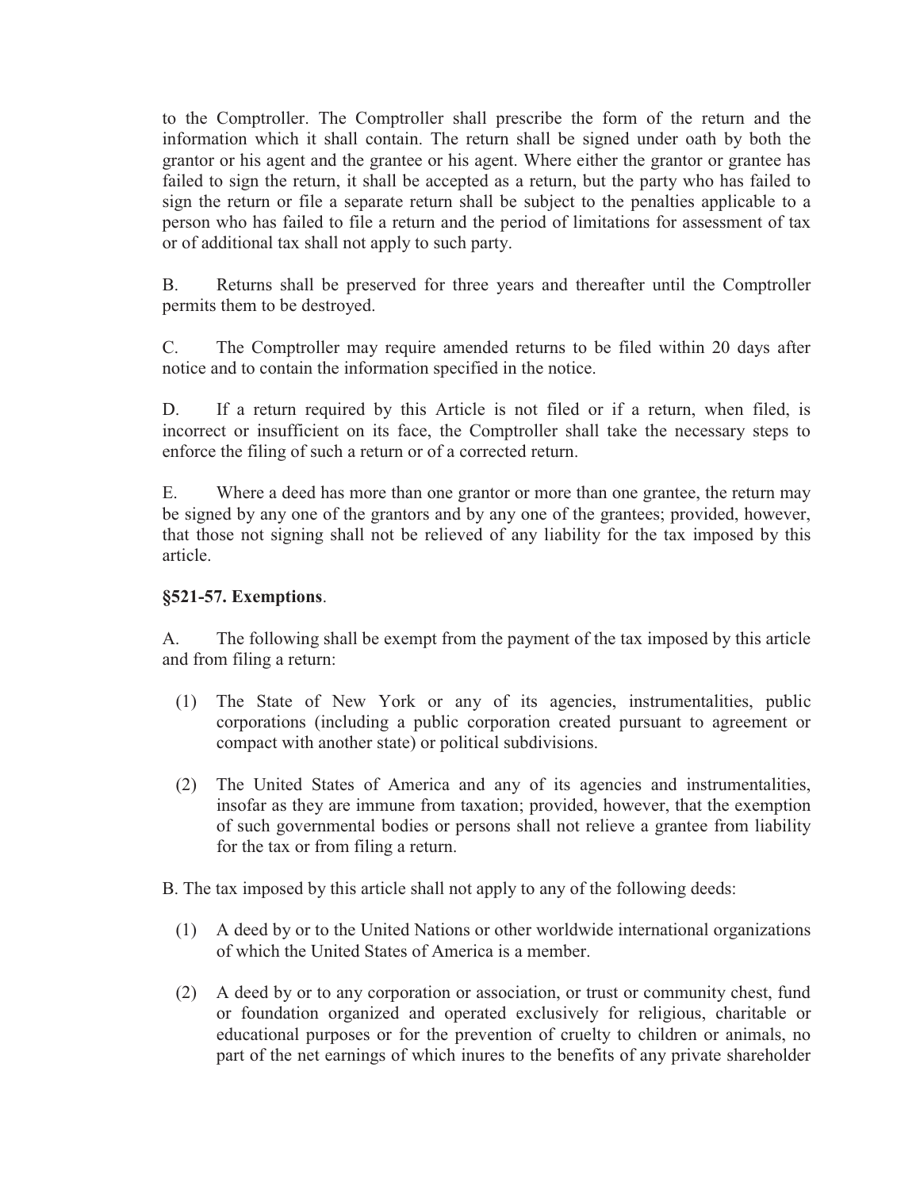to the Comptroller. The Comptroller shall prescribe the form of the return and the information which it shall contain. The return shall be signed under oath by both the grantor or his agent and the grantee or his agent. Where either the grantor or grantee has failed to sign the return, it shall be accepted as a return, but the party who has failed to sign the return or file a separate return shall be subject to the penalties applicable to a person who has failed to file a return and the period of limitations for assessment of tax or of additional tax shall not apply to such party.

B. Returns shall be preserved for three years and thereafter until the Comptroller permits them to be destroyed.

C. The Comptroller may require amended returns to be filed within 20 days after notice and to contain the information specified in the notice.

D. If a return required by this Article is not filed or if a return, when filed, is incorrect or insufficient on its face, the Comptroller shall take the necessary steps to enforce the filing of such a return or of a corrected return.

E. Where a deed has more than one grantor or more than one grantee, the return may be signed by any one of the grantors and by any one of the grantees; provided, however, that those not signing shall not be relieved of any liability for the tax imposed by this article.

**§521-57. Exemptions**.

A. The following shall be exempt from the payment of the tax imposed by this article and from filing a return:

(1) The State of New York or any of its agencies, instrumentalities, public corporations (including a public corporation created pursuant to agreement or compact with another state) or political subdivisions.

(2) The United States of America and any of its agencies and instrumentalities, insofar as they are immune from taxation; provided, however, that the exemption of such governmental bodies or persons shall not relieve a grantee from liability for the tax or from filing a return.

B. The tax imposed by this article shall not apply to any of the following deeds:

(1) A deed by or to the United Nations or other worldwide international organizations of which the United States of America is a member.

(2) A deed by or to any corporation or association, or trust or community chest, fund or foundation organized and operated exclusively for religious, charitable or educational purposes or for the prevention of cruelty to children or animals, no part of the net earnings of which inures to the benefits of any private shareholder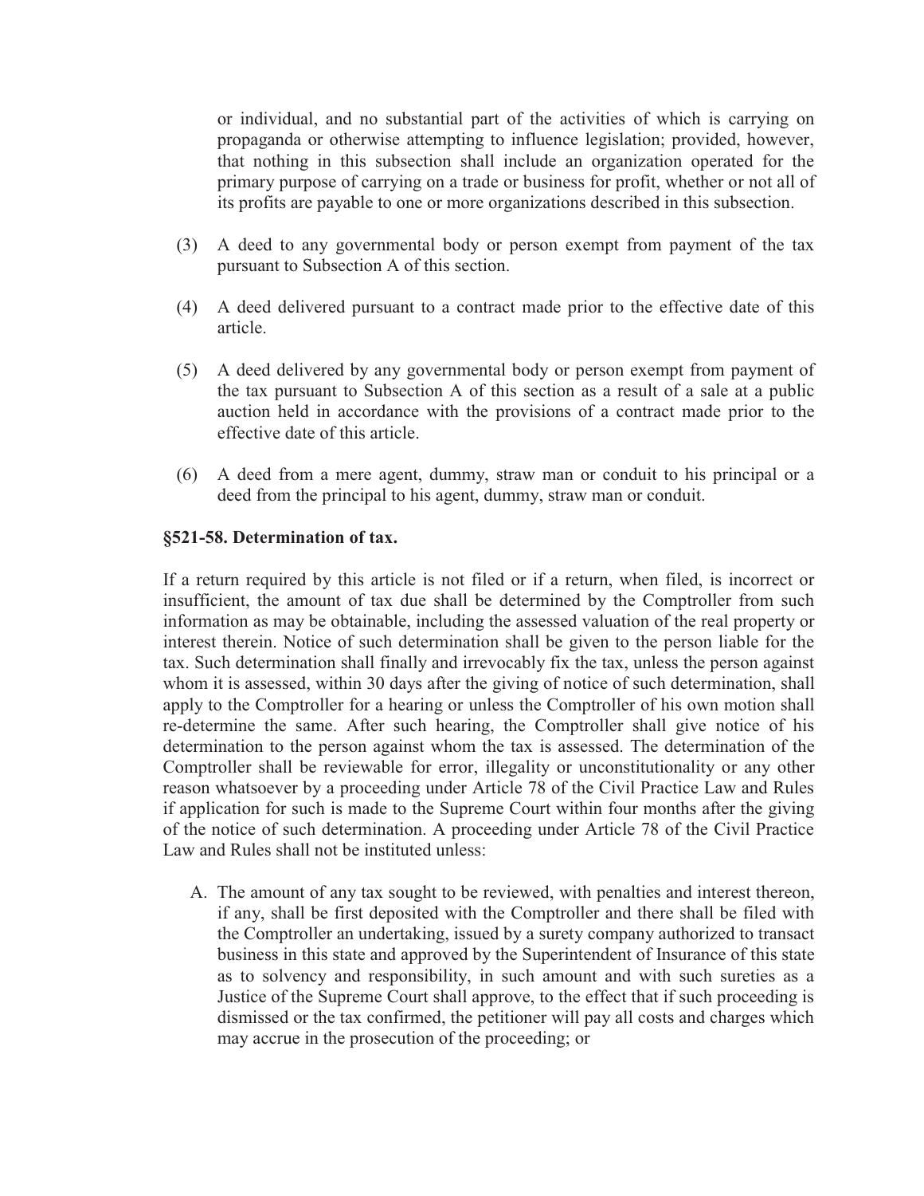or individual, and no substantial part of the activities of which is carrying on propaganda or otherwise attempting to influence legislation; provided, however, that nothing in this subsection shall include an organization operated for the primary purpose of carrying on a trade or business for profit, whether or not all of its profits are payable to one or more organizations described in this subsection.

(3) A deed to any governmental body or person exempt from payment of the tax pursuant to Subsection A of this section.

(4) A deed delivered pursuant to a contract made prior to the effective date of this article.

(5) A deed delivered by any governmental body or person exempt from payment of the tax pursuant to Subsection A of this section as a result of a sale at a public auction held in accordance with the provisions of a contract made prior to the effective date of this article.

(6) A deed from a mere agent, dummy, straw man or conduit to his principal or a deed from the principal to his agent, dummy, straw man or conduit.

**§521-58. Determination of tax.**

If a return required by this article is not filed or if a return, when filed, is incorrect or insufficient, the amount of tax due shall be determined by the Comptroller from such information as may be obtainable, including the assessed valuation of the real property or interest therein. Notice of such determination shall be given to the person liable for the tax. Such determination shall finally and irrevocably fix the tax, unless the person against whom it is assessed, within 30 days after the giving of notice of such determination, shall apply to the Comptroller for a hearing or unless the Comptroller of his own motion shall re-determine the same. After such hearing, the Comptroller shall give notice of his determination to the person against whom the tax is assessed. The determination of the Comptroller shall be reviewable for error, illegality or unconstitutionality or any other reason whatsoever by a proceeding under Article 78 of the Civil Practice Law and Rules if application for such is made to the Supreme Court within four months after the giving of the notice of such determination. A proceeding under Article 78 of the Civil Practice Law and Rules shall not be instituted unless:

A. The amount of any tax sought to be reviewed, with penalties and interest thereon, if any, shall be first deposited with the Comptroller and there shall be filed with the Comptroller an undertaking, issued by a surety company authorized to transact business in this state and approved by the Superintendent of Insurance of this state as to solvency and responsibility, in such amount and with such sureties as a Justice of the Supreme Court shall approve, to the effect that if such proceeding is dismissed or the tax confirmed, the petitioner will pay all costs and charges which may accrue in the prosecution of the proceeding; or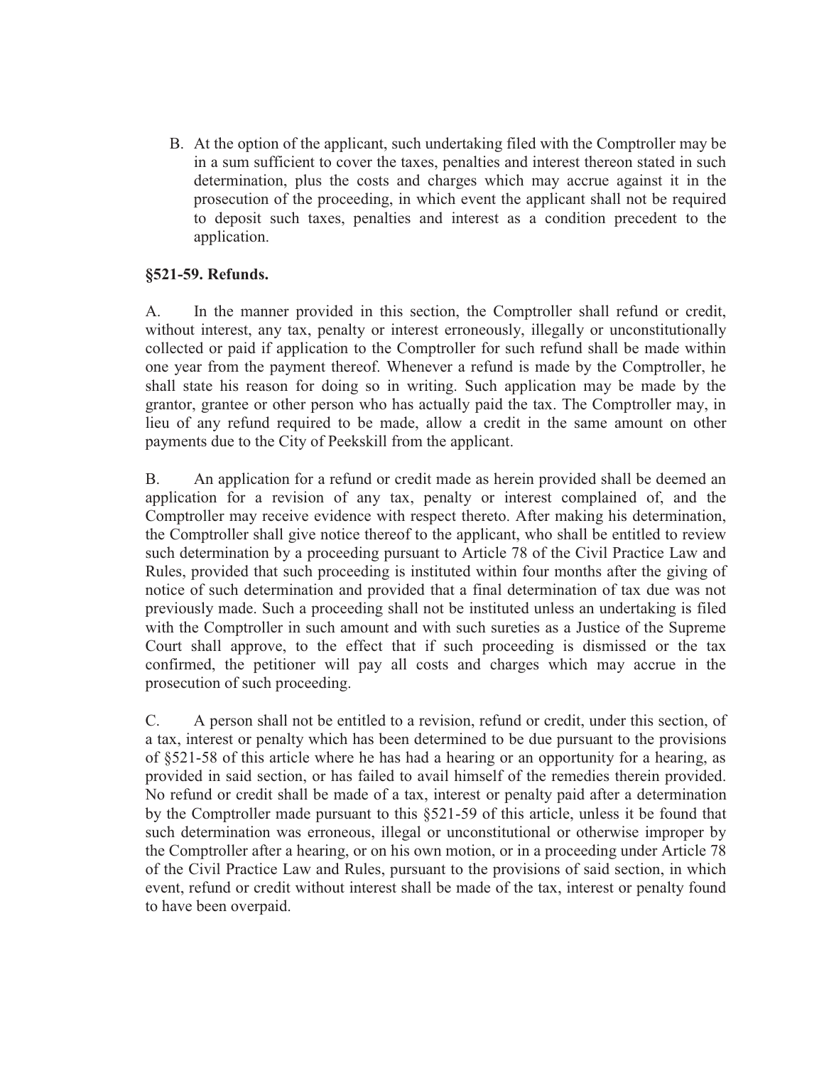B. At the option of the applicant, such undertaking filed with the Comptroller may be in a sum sufficient to cover the taxes, penalties and interest thereon stated in such determination, plus the costs and charges which may accrue against it in the prosecution of the proceeding, in which event the applicant shall not be required to deposit such taxes, penalties and interest as a condition precedent to the application.

**§521-59. Refunds.**

A. In the manner provided in this section, the Comptroller shall refund or credit, without interest, any tax, penalty or interest erroneously, illegally or unconstitutionally collected or paid if application to the Comptroller for such refund shall be made within one year from the payment thereof. Whenever a refund is made by the Comptroller, he shall state his reason for doing so in writing. Such application may be made by the grantor, grantee or other person who has actually paid the tax. The Comptroller may, in lieu of any refund required to be made, allow a credit in the same amount on other payments due to the City of Peekskill from the applicant.

B. An application for a refund or credit made as herein provided shall be deemed an application for a revision of any tax, penalty or interest complained of, and the Comptroller may receive evidence with respect thereto. After making his determination, the Comptroller shall give notice thereof to the applicant, who shall be entitled to review such determination by a proceeding pursuant to Article 78 of the Civil Practice Law and Rules, provided that such proceeding is instituted within four months after the giving of notice of such determination and provided that a final determination of tax due was not previously made. Such a proceeding shall not be instituted unless an undertaking is filed with the Comptroller in such amount and with such sureties as a Justice of the Supreme Court shall approve, to the effect that if such proceeding is dismissed or the tax confirmed, the petitioner will pay all costs and charges which may accrue in the prosecution of such proceeding.

C. A person shall not be entitled to a revision, refund or credit, under this section, of a tax, interest or penalty which has been determined to be due pursuant to the provisions of §521-58 of this article where he has had a hearing or an opportunity for a hearing, as provided in said section, or has failed to avail himself of the remedies therein provided. No refund or credit shall be made of a tax, interest or penalty paid after a determination by the Comptroller made pursuant to this §521-59 of this article, unless it be found that such determination was erroneous, illegal or unconstitutional or otherwise improper by the Comptroller after a hearing, or on his own motion, or in a proceeding under Article 78 of the Civil Practice Law and Rules, pursuant to the provisions of said section, in which event, refund or credit without interest shall be made of the tax, interest or penalty found to have been overpaid.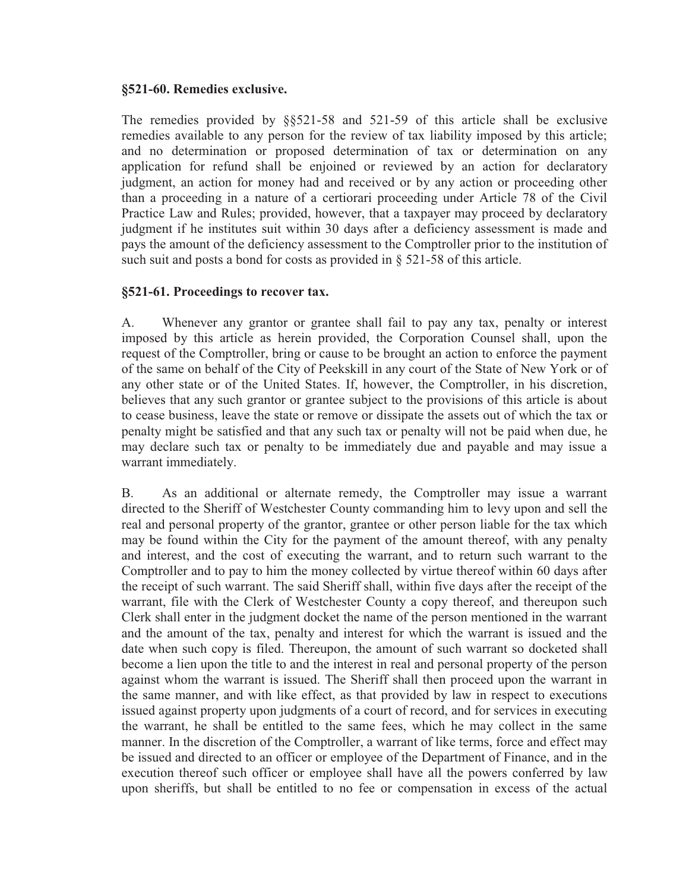**§521-60. Remedies exclusive.**

The remedies provided by §§521-58 and 521-59 of this article shall be exclusive remedies available to any person for the review of tax liability imposed by this article; and no determination or proposed determination of tax or determination on any application for refund shall be enjoined or reviewed by an action for declaratory judgment, an action for money had and received or by any action or proceeding other than a proceeding in a nature of a certiorari proceeding under Article 78 of the Civil Practice Law and Rules; provided, however, that a taxpayer may proceed by declaratory judgment if he institutes suit within 30 days after a deficiency assessment is made and pays the amount of the deficiency assessment to the Comptroller prior to the institution of such suit and posts a bond for costs as provided in § 521-58 of this article.

**§521-61. Proceedings to recover tax.**

A. Whenever any grantor or grantee shall fail to pay any tax, penalty or interest imposed by this article as herein provided, the Corporation Counsel shall, upon the request of the Comptroller, bring or cause to be brought an action to enforce the payment of the same on behalf of the City of Peekskill in any court of the State of New York or of any other state or of the United States. If, however, the Comptroller, in his discretion, believes that any such grantor or grantee subject to the provisions of this article is about to cease business, leave the state or remove or dissipate the assets out of which the tax or penalty might be satisfied and that any such tax or penalty will not be paid when due, he may declare such tax or penalty to be immediately due and payable and may issue a warrant immediately.

B. As an additional or alternate remedy, the Comptroller may issue a warrant directed to the Sheriff of Westchester County commanding him to levy upon and sell the real and personal property of the grantor, grantee or other person liable for the tax which may be found within the City for the payment of the amount thereof, with any penalty and interest, and the cost of executing the warrant, and to return such warrant to the Comptroller and to pay to him the money collected by virtue thereof within 60 days after the receipt of such warrant. The said Sheriff shall, within five days after the receipt of the warrant, file with the Clerk of Westchester County a copy thereof, and thereupon such Clerk shall enter in the judgment docket the name of the person mentioned in the warrant and the amount of the tax, penalty and interest for which the warrant is issued and the date when such copy is filed. Thereupon, the amount of such warrant so docketed shall become a lien upon the title to and the interest in real and personal property of the person against whom the warrant is issued. The Sheriff shall then proceed upon the warrant in the same manner, and with like effect, as that provided by law in respect to executions issued against property upon judgments of a court of record, and for services in executing the warrant, he shall be entitled to the same fees, which he may collect in the same manner. In the discretion of the Comptroller, a warrant of like terms, force and effect may be issued and directed to an officer or employee of the Department of Finance, and in the execution thereof such officer or employee shall have all the powers conferred by law upon sheriffs, but shall be entitled to no fee or compensation in excess of the actual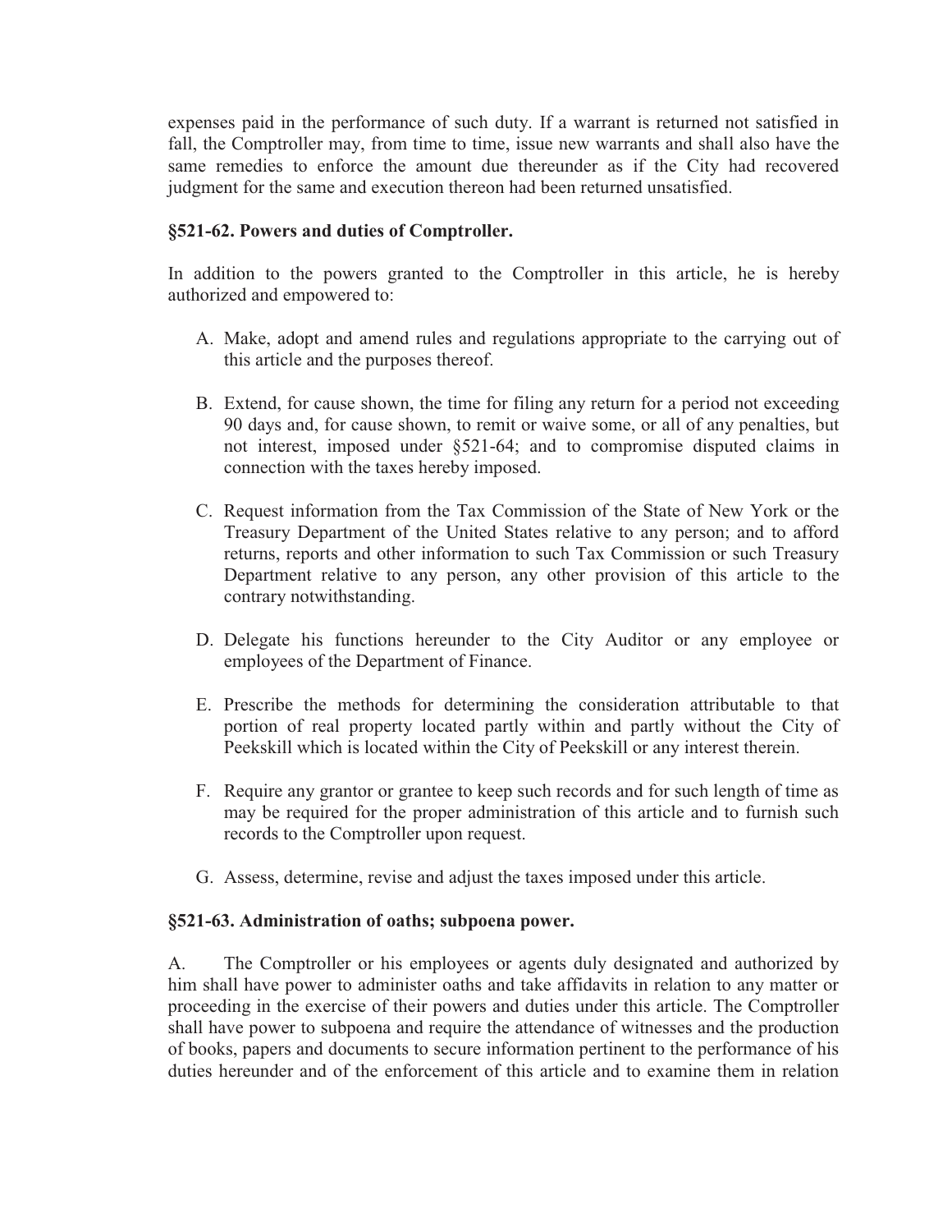expenses paid in the performance of such duty. If a warrant is returned not satisfied in fall, the Comptroller may, from time to time, issue new warrants and shall also have the same remedies to enforce the amount due thereunder as if the City had recovered judgment for the same and execution thereon had been returned unsatisfied.

### §521-62. Powers and duties of Comptroller.

In addition to the powers granted to the Comptroller in this article, he is hereby authorized and empowered to:

A. Make, adopt and amend rules and regulations appropriate to the carrying out of this article and the purposes thereof.

B. Extend, for cause shown, the time for filing any return for a period not exceeding 90 days and, for cause shown, to remit or waive some, or all of any penalties, but not interest, imposed under §521-64; and to compromise disputed claims in connection with the taxes hereby imposed.

C. Request information from the Tax Commission of the State of New York or the Treasury Department of the United States relative to any person; and to afford returns, reports and other information to such Tax Commission or such Treasury Department relative to any person, any other provision of this article to the contrary notwithstanding.

D. Delegate his functions hereunder to the City Auditor or any employee or employees of the Department of Finance.

E. Prescribe the methods for determining the consideration attributable to that portion of real property located partly within and partly without the City of Peekskill which is located within the City of Peekskill or any interest therein.

F. Require any grantor or grantee to keep such records and for such length of time as may be required for the proper administration of this article and to furnish such records to the Comptroller upon request.

G. Assess, determine, revise and adjust the taxes imposed under this article.

### §521-63. Administration of oaths; subpoena power.

A. The Comptroller or his employees or agents duly designated and authorized by him shall have power to administer oaths and take affidavits in relation to any matter or proceeding in the exercise of their powers and duties under this article. The Comptroller shall have power to subpoena and require the attendance of witnesses and the production of books, papers and documents to secure information pertinent to the performance of his duties hereunder and of the enforcement of this article and to examine them in relation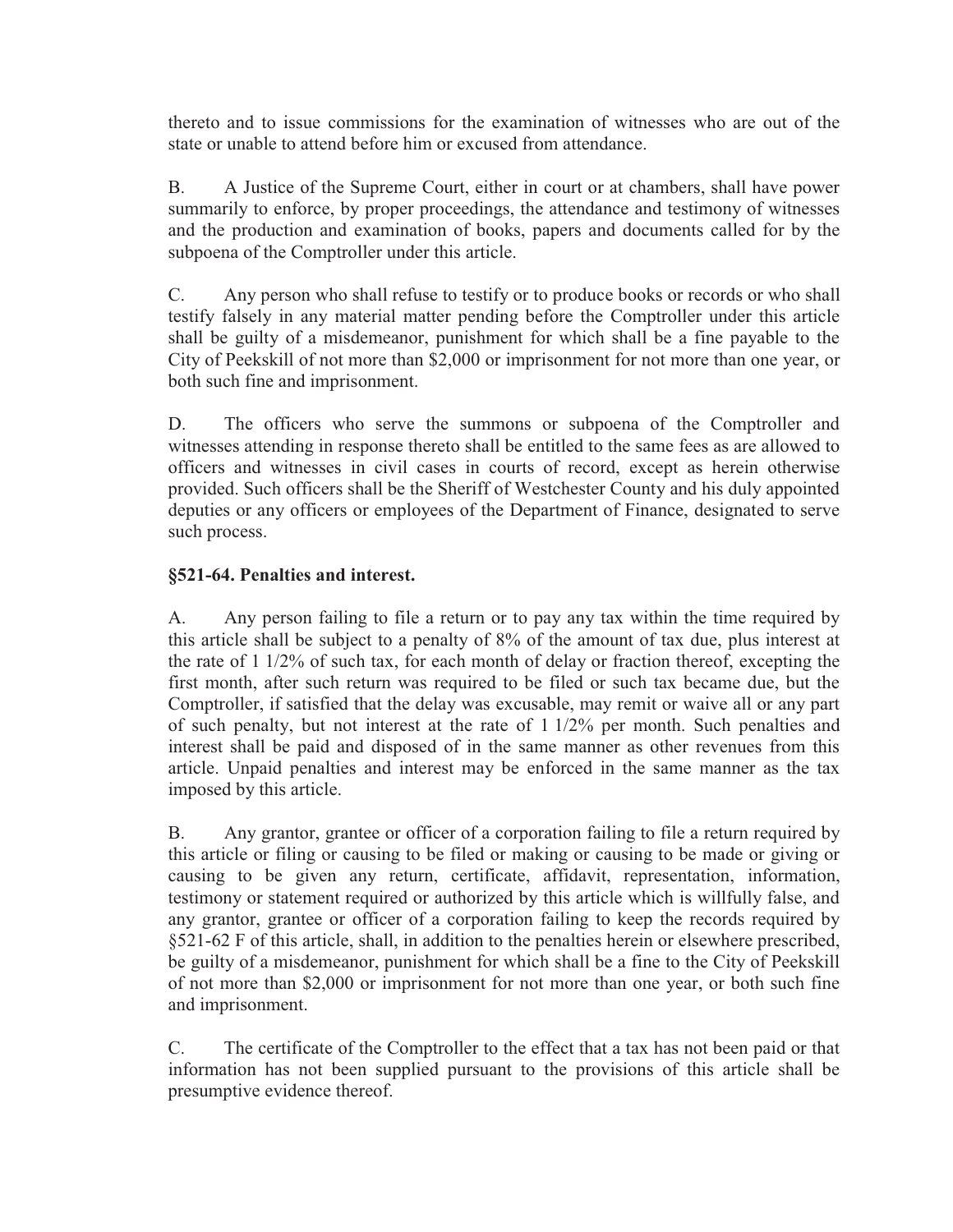thereto and to issue commissions for the examination of witnesses who are out of the state or unable to attend before him or excused from attendance.

B. A Justice of the Supreme Court, either in court or at chambers, shall have power summarily to enforce, by proper proceedings, the attendance and testimony of witnesses and the production and examination of books, papers and documents called for by the subpoena of the Comptroller under this article.

C. Any person who shall refuse to testify or to produce books or records or who shall testify falsely in any material matter pending before the Comptroller under this article shall be guilty of a misdemeanor, punishment for which shall be a fine payable to the City of Peekskill of not more than $2,000 or imprisonment for not more than one year, or both such fine and imprisonment.

D. The officers who serve the summons or subpoena of the Comptroller and witnesses attending in response thereto shall be entitled to the same fees as are allowed to officers and witnesses in civil cases in courts of record, except as herein otherwise provided. Such officers shall be the Sheriff of Westchester County and his duly appointed deputies or any officers or employees of the Department of Finance, designated to serve such process.

### §521-64. Penalties and interest.

A. Any person failing to file a return or to pay any tax within the time required by this article shall be subject to a penalty of 8% of the amount of tax due, plus interest at the rate of 1 1/2% of such tax, for each month of delay or fraction thereof, excepting the first month, after such return was required to be filed or such tax became due, but the Comptroller, if satisfied that the delay was excusable, may remit or waive all or any part of such penalty, but not interest at the rate of 1 1/2% per month. Such penalties and interest shall be paid and disposed of in the same manner as other revenues from this article. Unpaid penalties and interest may be enforced in the same manner as the tax imposed by this article.

B. Any grantor, grantee or officer of a corporation failing to file a return required by this article or filing or causing to be filed or making or causing to be made or giving or causing to be given any return, certificate, affidavit, representation, information, testimony or statement required or authorized by this article which is willfully false, and any grantor, grantee or officer of a corporation failing to keep the records required by §521-62 F of this article, shall, in addition to the penalties herein or elsewhere prescribed, be guilty of a misdemeanor, punishment for which shall be a fine to the City of Peekskill of not more than $2,000 or imprisonment for not more than one year, or both such fine and imprisonment.

C. The certificate of the Comptroller to the effect that a tax has not been paid or that information has not been supplied pursuant to the provisions of this article shall be presumptive evidence thereof.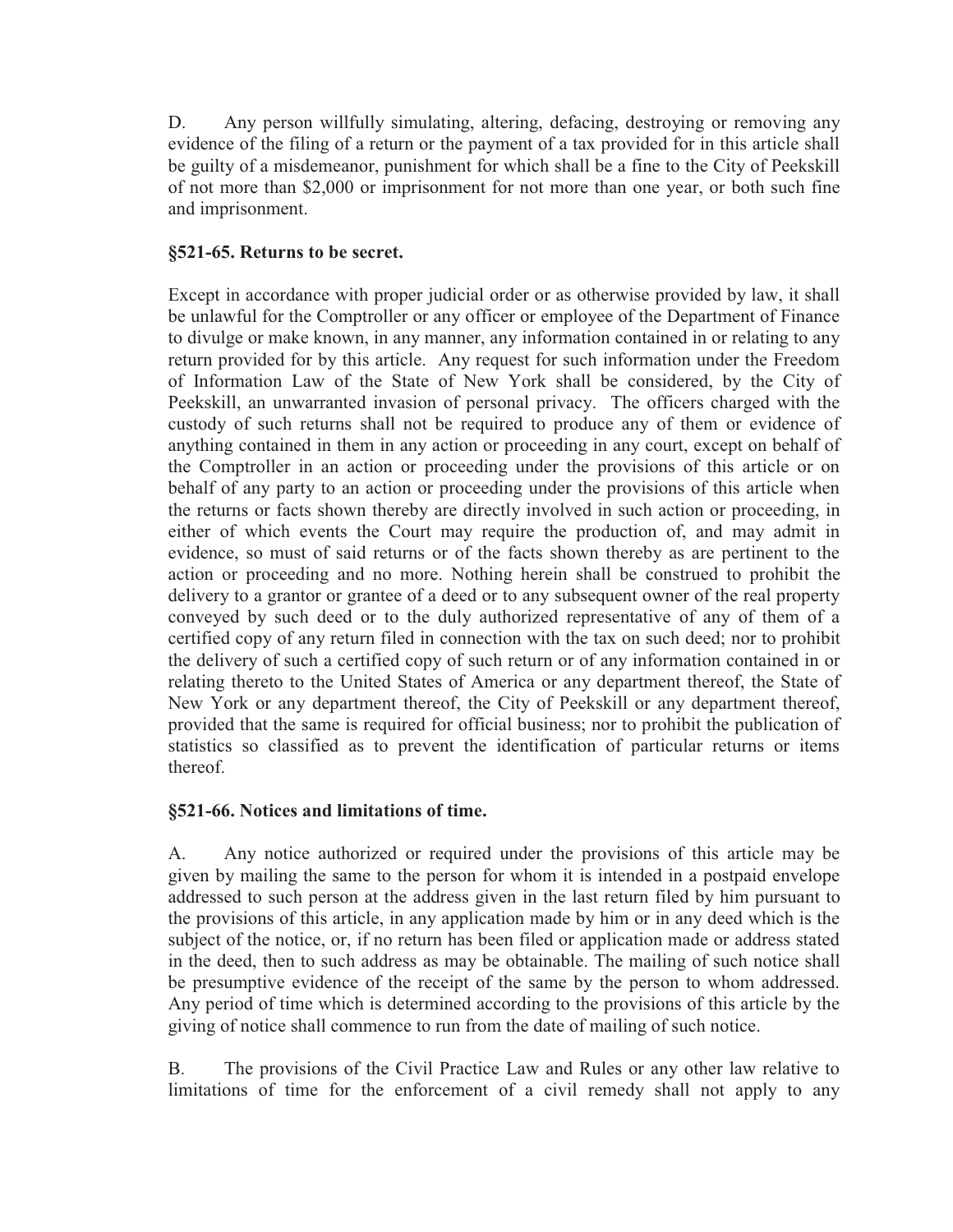D. Any person willfully simulating, altering, defacing, destroying or removing any evidence of the filing of a return or the payment of a tax provided for in this article shall be guilty of a misdemeanor, punishment for which shall be a fine to the City of Peekskill of not more than $2,000 or imprisonment for not more than one year, or both such fine and imprisonment.

### §521-65. Returns to be secret.

Except in accordance with proper judicial order or as otherwise provided by law, it shall be unlawful for the Comptroller or any officer or employee of the Department of Finance to divulge or make known, in any manner, any information contained in or relating to any return provided for by this article. Any request for such information under the Freedom of Information Law of the State of New York shall be considered, by the City of Peekskill, an unwarranted invasion of personal privacy. The officers charged with the custody of such returns shall not be required to produce any of them or evidence of anything contained in them in any action or proceeding in any court, except on behalf of the Comptroller in an action or proceeding under the provisions of this article or on behalf of any party to an action or proceeding under the provisions of this article when the returns or facts shown thereby are directly involved in such action or proceeding, in either of which events the Court may require the production of, and may admit in evidence, so must of said returns or of the facts shown thereby as are pertinent to the action or proceeding and no more. Nothing herein shall be construed to prohibit the delivery to a grantor or grantee of a deed or to any subsequent owner of the real property conveyed by such deed or to the duly authorized representative of any of them of a certified copy of any return filed in connection with the tax on such deed; nor to prohibit the delivery of such a certified copy of such return or of any information contained in or relating thereto to the United States of America or any department thereof, the State of New York or any department thereof, the City of Peekskill or any department thereof, provided that the same is required for official business; nor to prohibit the publication of statistics so classified as to prevent the identification of particular returns or items thereof.

### §521-66. Notices and limitations of time.

A. Any notice authorized or required under the provisions of this article may be given by mailing the same to the person for whom it is intended in a postpaid envelope addressed to such person at the address given in the last return filed by him pursuant to the provisions of this article, in any application made by him or in any deed which is the subject of the notice, or, if no return has been filed or application made or address stated in the deed, then to such address as may be obtainable. The mailing of such notice shall be presumptive evidence of the receipt of the same by the person to whom addressed. Any period of time which is determined according to the provisions of this article by the giving of notice shall commence to run from the date of mailing of such notice.

B. The provisions of the Civil Practice Law and Rules or any other law relative to limitations of time for the enforcement of a civil remedy shall not apply to any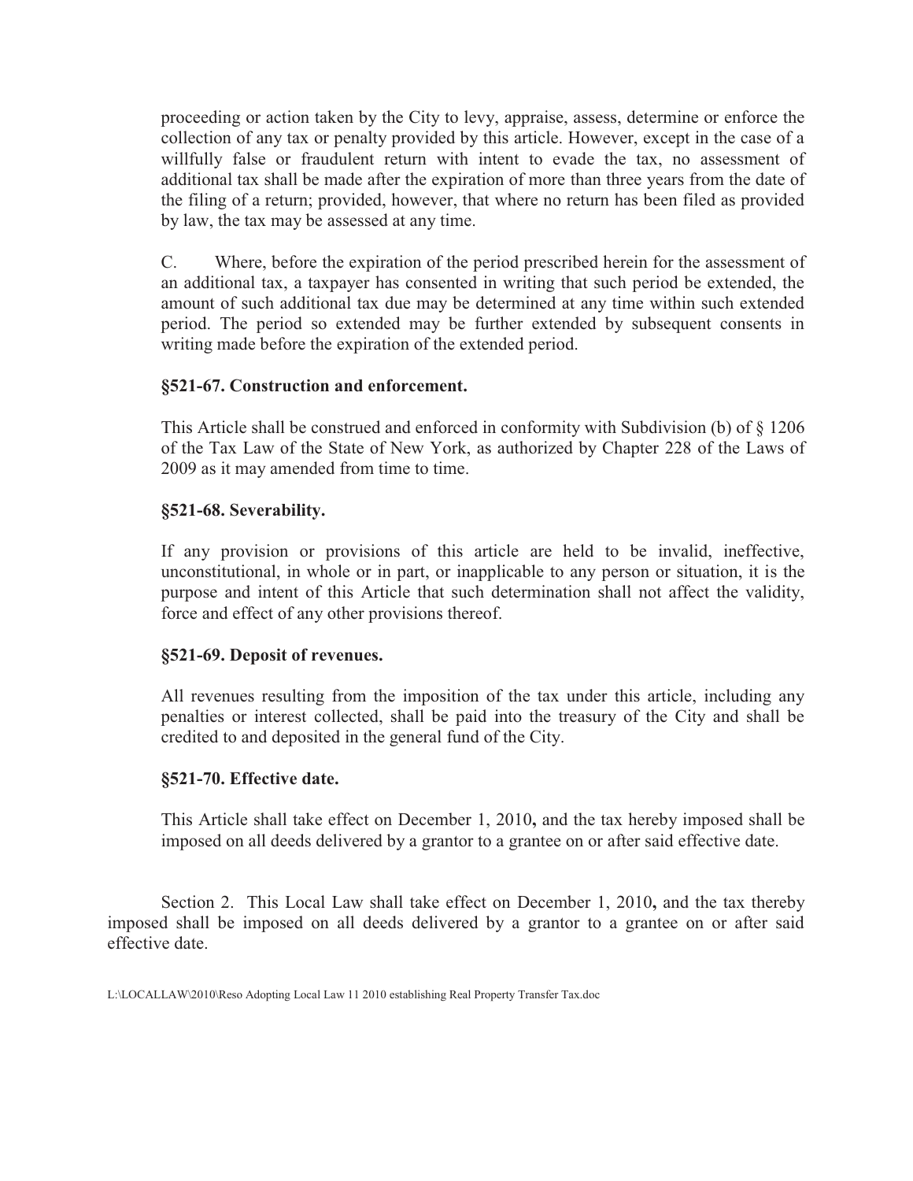proceeding or action taken by the City to levy, appraise, assess, determine or enforce the collection of any tax or penalty provided by this article. However, except in the case of a willfully false or fraudulent return with intent to evade the tax, no assessment of additional tax shall be made after the expiration of more than three years from the date of the filing of a return; provided, however, that where no return has been filed as provided by law, the tax may be assessed at any time.

C. Where, before the expiration of the period prescribed herein for the assessment of an additional tax, a taxpayer has consented in writing that such period be extended, the amount of such additional tax due may be determined at any time within such extended period. The period so extended may be further extended by subsequent consents in writing made before the expiration of the extended period.

**§521-67. Construction and enforcement.**

This Article shall be construed and enforced in conformity with Subdivision (b) of § 1206 of the Tax Law of the State of New York, as authorized by Chapter 228 of the Laws of 2009 as it may amended from time to time.

**§521-68. Severability.**

If any provision or provisions of this article are held to be invalid, ineffective, unconstitutional, in whole or in part, or inapplicable to any person or situation, it is the purpose and intent of this Article that such determination shall not affect the validity, force and effect of any other provisions thereof.

**§521-69. Deposit of revenues.**

All revenues resulting from the imposition of the tax under this article, including any penalties or interest collected, shall be paid into the treasury of the City and shall be credited to and deposited in the general fund of the City.

**§521-70. Effective date.**

This Article shall take effect on December 1, 2010**,** and the tax hereby imposed shall be imposed on all deeds delivered by a grantor to a grantee on or after said effective date.

Section 2. This Local Law shall take effect on December 1, 2010**,** and the tax thereby imposed shall be imposed on all deeds delivered by a grantor to a grantee on or after said effective date.

L:\LOCALLAW\2010\Reso Adopting Local Law 11 2010 establishing Real Property Transfer Tax.doc